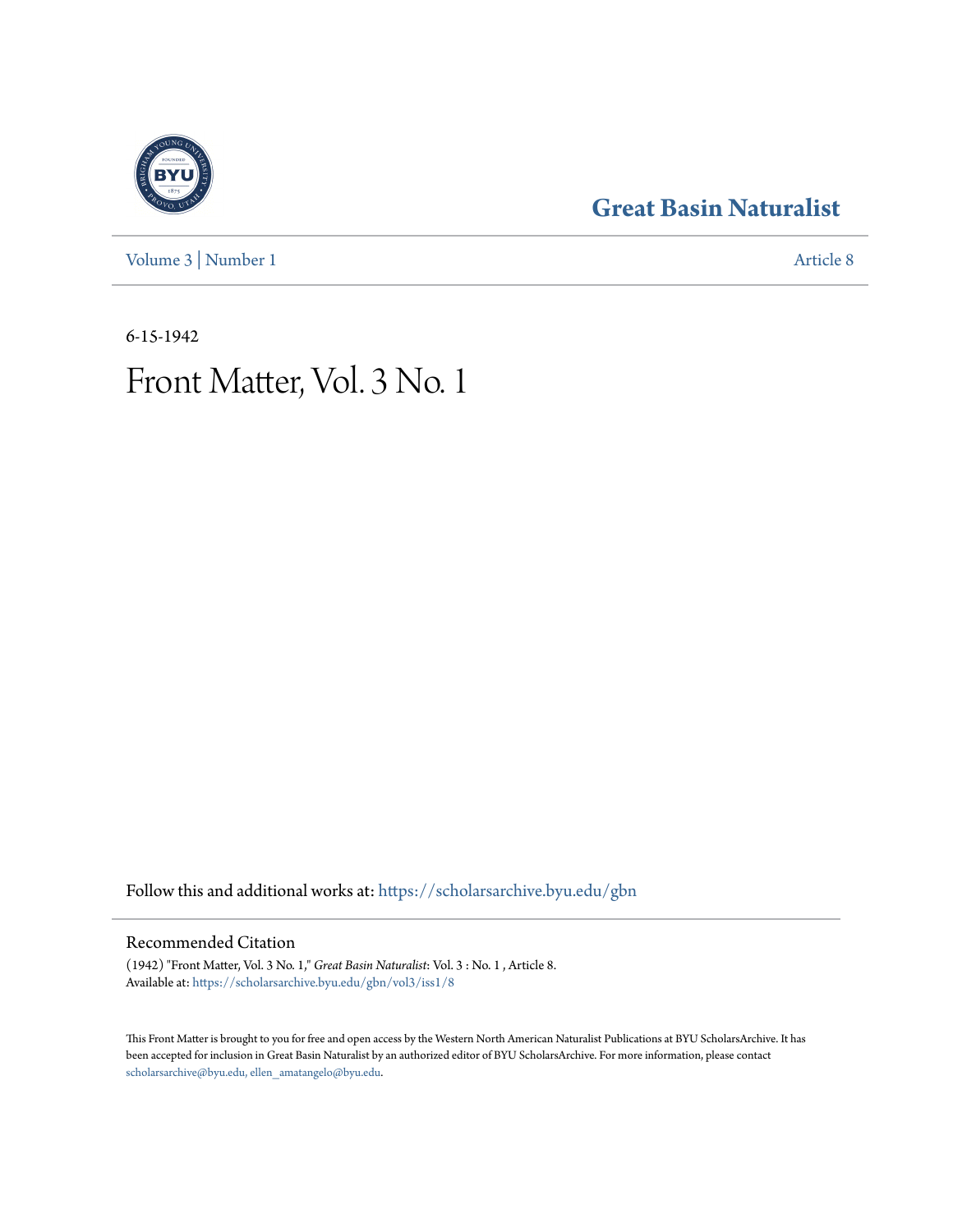# Great Basin Naturalist

Volume 3 | Number 1 Article 8

6-15-1942

# Front Matter, Vol. 3 No. 1

Follow this and additional works at: https://scholarsarchive.byu.edu/gbn

## Recommended Citation

(1942) "Front Matter, Vol. 3 No. 1," *Great Basin Naturalist*: Vol. 3 : No. 1 , Article 8.
Available at: https://scholarsarchive.byu.edu/gbn/vol3/iss1/8

This Front Matter is brought to you for free and open access by the Western North American Naturalist Publications at BYU ScholarsArchive. It has been accepted for inclusion in Great Basin Naturalist by an authorized editor of BYU ScholarsArchive. For more information, please contact scholarsarchive@byu.edu, ellen_amatangelo@byu.edu.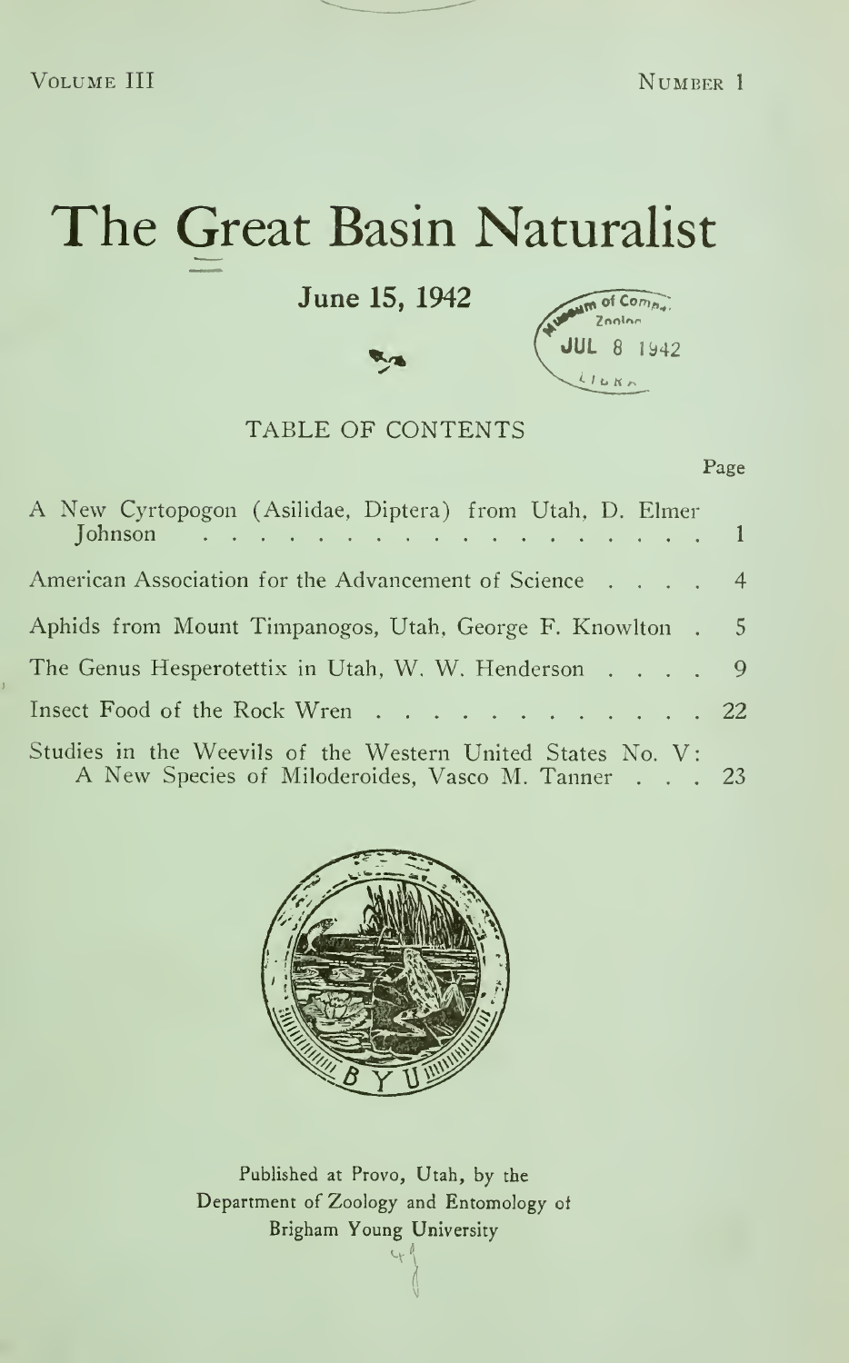Volume III — Number 1

# The Great Basin Naturalist

**June 15, 1942**

## TABLE OF CONTENTS

| | Page |
|---|---|
| A New Cyrtopogon (Asilidae, Diptera) from Utah, D. Elmer Johnson | 1 |
| American Association for the Advancement of Science | 4 |
| Aphids from Mount Timpanogos, Utah, George F. Knowlton | 5 |
| The Genus Hesperotettix in Utah, W. W. Henderson | 9 |
| Insect Food of the Rock Wren | 22 |
| Studies in the Weevils of the Western United States No. V: A New Species of Miloderoides, Vasco M. Tanner | 23 |

Published at Provo, Utah, by the
Department of Zoology and Entomology of
Brigham Young University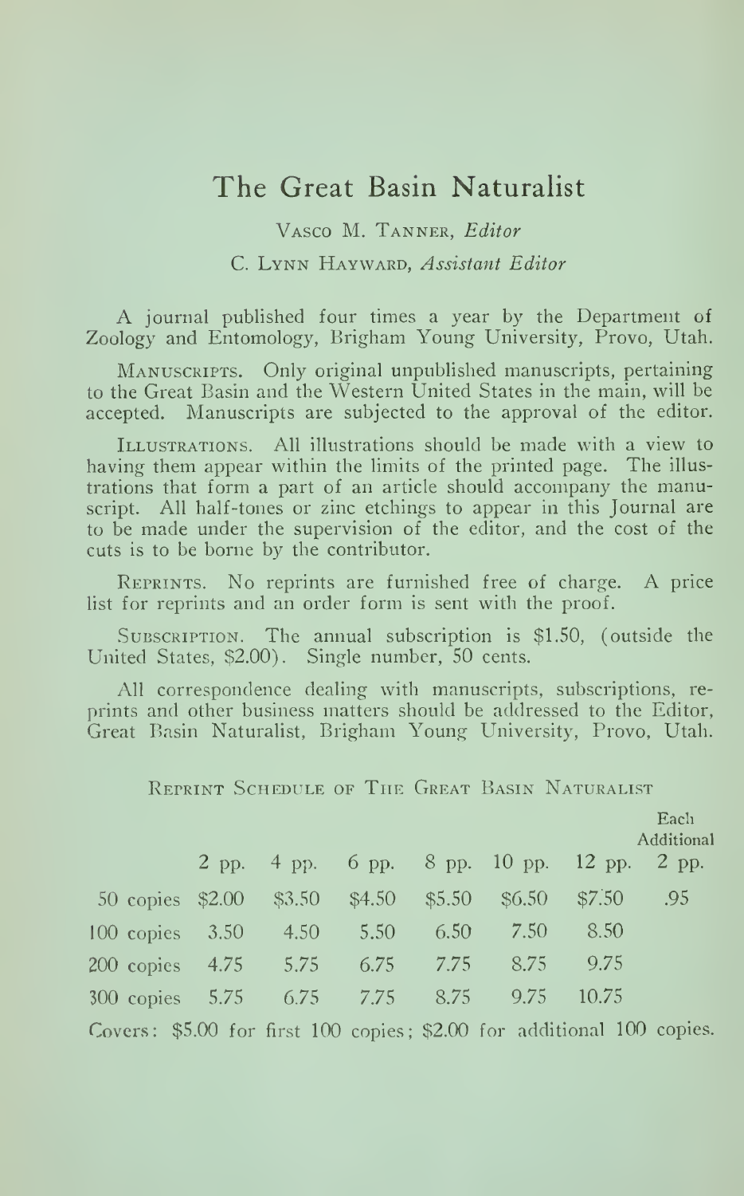# The Great Basin Naturalist

Vasco M. Tanner, *Editor*

C. Lynn Hayward, *Assistant Editor*

A journal published four times a year by the Department of Zoology and Entomology, Brigham Young University, Provo, Utah.

Manuscripts. Only original unpublished manuscripts, pertaining to the Great Basin and the Western United States in the main, will be accepted. Manuscripts are subjected to the approval of the editor.

Illustrations. All illustrations should be made with a view to having them appear within the limits of the printed page. The illustrations that form a part of an article should accompany the manuscript. All half-tones or zinc etchings to appear in this Journal are to be made under the supervision of the editor, and the cost of the cuts is to be borne by the contributor.

Reprints. No reprints are furnished free of charge. A price list for reprints and an order form is sent with the proof.

Subscription. The annual subscription is $1.50, (outside the United States, $2.00). Single number, 50 cents.

All correspondence dealing with manuscripts, subscriptions, reprints and other business matters should be addressed to the Editor, Great Basin Naturalist, Brigham Young University, Provo, Utah.

Reprint Schedule of The Great Basin Naturalist

| | 2 pp. | 4 pp. | 6 pp. | 8 pp. | 10 pp. | 12 pp. | Each Additional 2 pp. |
|---|---|---|---|---|---|---|---|
| 50 copies | $2.00 | $3.50 | $4.50 | $5.50 | $6.50 | $7.50 | .95 |
| 100 copies | 3.50 | 4.50 | 5.50 | 6.50 | 7.50 | 8.50 | |
| 200 copies | 4.75 | 5.75 | 6.75 | 7.75 | 8.75 | 9.75 | |
| 300 copies | 5.75 | 6.75 | 7.75 | 8.75 | 9.75 | 10.75 | |

Covers: $5.00 for first 100 copies; $2.00 for additional 100 copies.